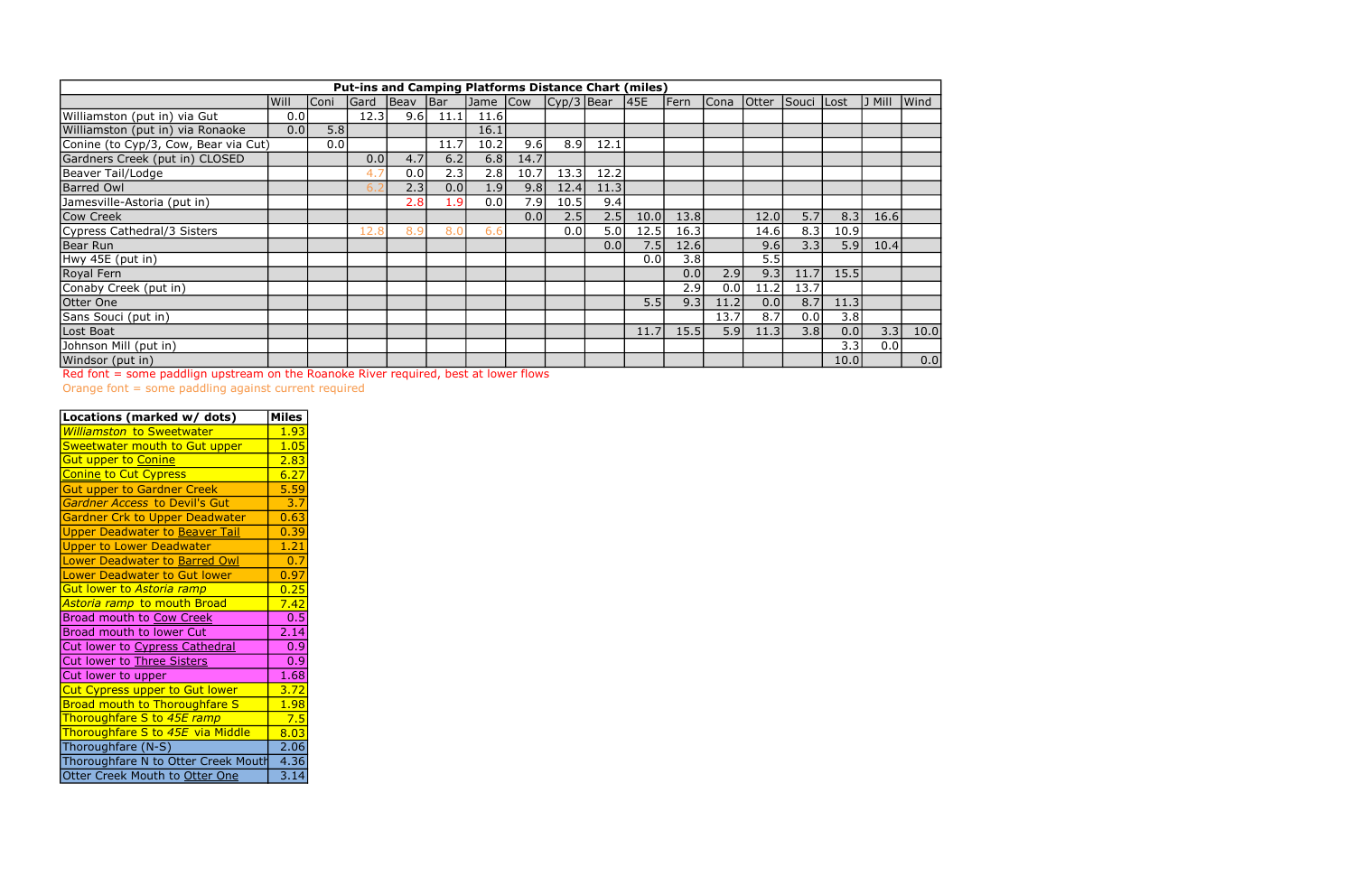| Put-ins and Camping Platforms Distance Chart (miles) | | | | | | | | | | | | | | | | | |
|---|---|---|---|---|---|---|---|---|---|---|---|---|---|---|---|---|---|
| | Will | Coni | Gard | Beav | Bar | Jame | Cow | Cyp/3 | Bear | 45E | Fern | Cona | Otter | Souci | Lost | J Mill | Wind |
| Williamston (put in) via Gut | 0.0 | | 12.3 | 9.6 | 11.1 | 11.6 | | | | | | | | | | | |
| Williamston (put in) via Ronaoke | 0.0 | 5.8 | | | | 16.1 | | | | | | | | | | | |
| Conine (to Cyp/3, Cow, Bear via Cut) | | 0.0 | | | 11.7 | 10.2 | 9.6 | 8.9 | 12.1 | | | | | | | | |
| Gardners Creek (put in) CLOSED | | | 0.0 | 4.7 | 6.2 | 6.8 | 14.7 | | | | | | | | | | |
| Beaver Tail/Lodge | | | 4.7 | 0.0 | 2.3 | 2.8 | 10.7 | 13.3 | 12.2 | | | | | | | | |
| Barred Owl | | | 6.2 | 2.3 | 0.0 | 1.9 | 9.8 | 12.4 | 11.3 | | | | | | | | |
| Jamesville-Astoria (put in) | | | | 2.8 | 1.9 | 0.0 | 7.9 | 10.5 | 9.4 | | | | | | | | |
| Cow Creek | | | | | | | 0.0 | 2.5 | 2.5 | 10.0 | 13.8 | | 12.0 | 5.7 | 8.3 | 16.6 | |
| Cypress Cathedral/3 Sisters | | | 12.8 | 8.9 | 8.0 | 6.6 | | 0.0 | 5.0 | 12.5 | 16.3 | | 14.6 | 8.3 | 10.9 | | |
| Bear Run | | | | | | | | | 0.0 | 7.5 | 12.6 | | 9.6 | 3.3 | 5.9 | 10.4 | |
| Hwy 45E (put in) | | | | | | | | | | 0.0 | 3.8 | | 5.5 | | | | |
| Royal Fern | | | | | | | | | | | 0.0 | 2.9 | 9.3 | 11.7 | 15.5 | | |
| Conaby Creek (put in) | | | | | | | | | | | 2.9 | 0.0 | 11.2 | 13.7 | | | |
| Otter One | | | | | | | | | | 5.5 | 9.3 | 11.2 | 0.0 | 8.7 | 11.3 | | |
| Sans Souci (put in) | | | | | | | | | | | | 13.7 | 8.7 | 0.0 | 3.8 | | |
| Lost Boat | | | | | | | | | | 11.7 | 15.5 | 5.9 | 11.3 | 3.8 | 0.0 | 3.3 | 10.0 |
| Johnson Mill (put in) | | | | | | | | | | | | | | | 3.3 | 0.0 | |
| Windsor (put in) | | | | | | | | | | | | | | | 10.0 | | 0.0 |

Red font = some paddlign upstream on the Roanoke River required, best at lower flows

Orange font = some paddling against current required

| Locations (marked w/ dots) | Miles |
|---|---|
| *Williamston* to Sweetewater | 1.93 |
| Sweetwater mouth to Gut upper | 1.05 |
| Gut upper to Conine | 2.83 |
| Conine to Cut Cypress | 6.27 |
| Gut upper to Gardner Creek | 5.59 |
| *Gardner Access* to Devil's Gut | 3.7 |
| Gardner Crk to Upper Deadwater | 0.63 |
| Upper Deadwater to Beaver Tail | 0.39 |
| Upper to Lower Deadwater | 1.21 |
| Lower Deadwater to Barred Owl | 0.7 |
| Lower Deadwater to Gut lower | 0.97 |
| Gut lower to *Astoria ramp* | 0.25 |
| *Astoria ramp* to mouth Broad | 7.42 |
| Broad mouth to Cow Creek | 0.5 |
| Broad mouth to lower Cut | 2.14 |
| Cut lower to Cypress Cathedral | 0.9 |
| Cut lower to Three Sisters | 0.9 |
| Cut lower to upper | 1.68 |
| Cut Cypress upper to Gut lower | 3.72 |
| Broad mouth to Thoroughfare S | 1.98 |
| Thoroughfare S to *45E ramp* | 7.5 |
| Thoroughfare S to *45E* via Middle | 8.03 |
| Thoroughfare (N-S) | 2.06 |
| Thoroughfare N to Otter Creek Mouth | 4.36 |
| Otter Creek Mouth to Otter One | 3.14 |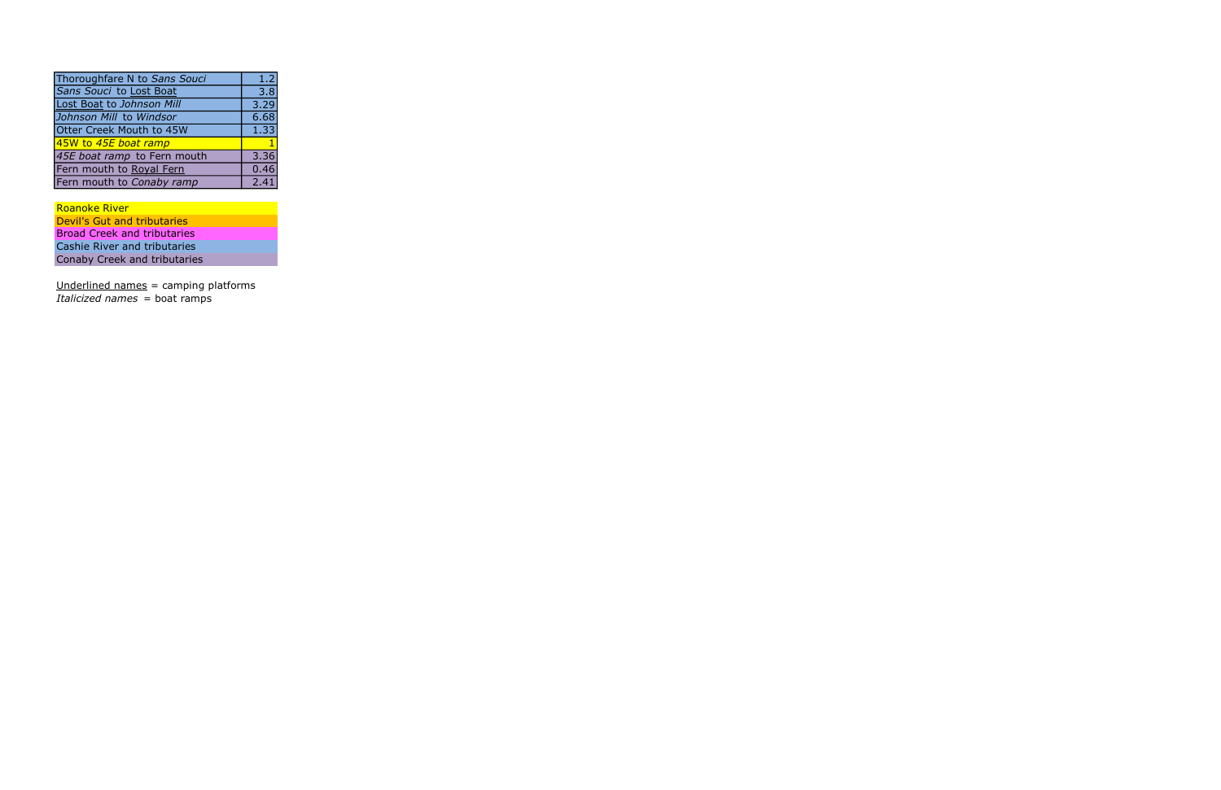| | |
|---|---|
| Thoroughfare N to *Sans Souci* | 1.2 |
| *Sans Souci* to Lost Boat | 3.8 |
| Lost Boat to *Johnson Mill* | 3.29 |
| *Johnson Mill* to *Windsor* | 6.68 |
| Otter Creek Mouth to 45W | 1.33 |
| 45W to *45E boat ramp* | 1 |
| *45E boat ramp* to Fern mouth | 3.36 |
| Fern mouth to Royal Fern | 0.46 |
| Fern mouth to *Conaby ramp* | 2.41 |

Roanoke River
Devil's Gut and tributaries
Broad Creek and tributaries
Cashie River and tributaries
Conaby Creek and tributaries

Underlined names = camping platforms
*Italicized names* = boat ramps